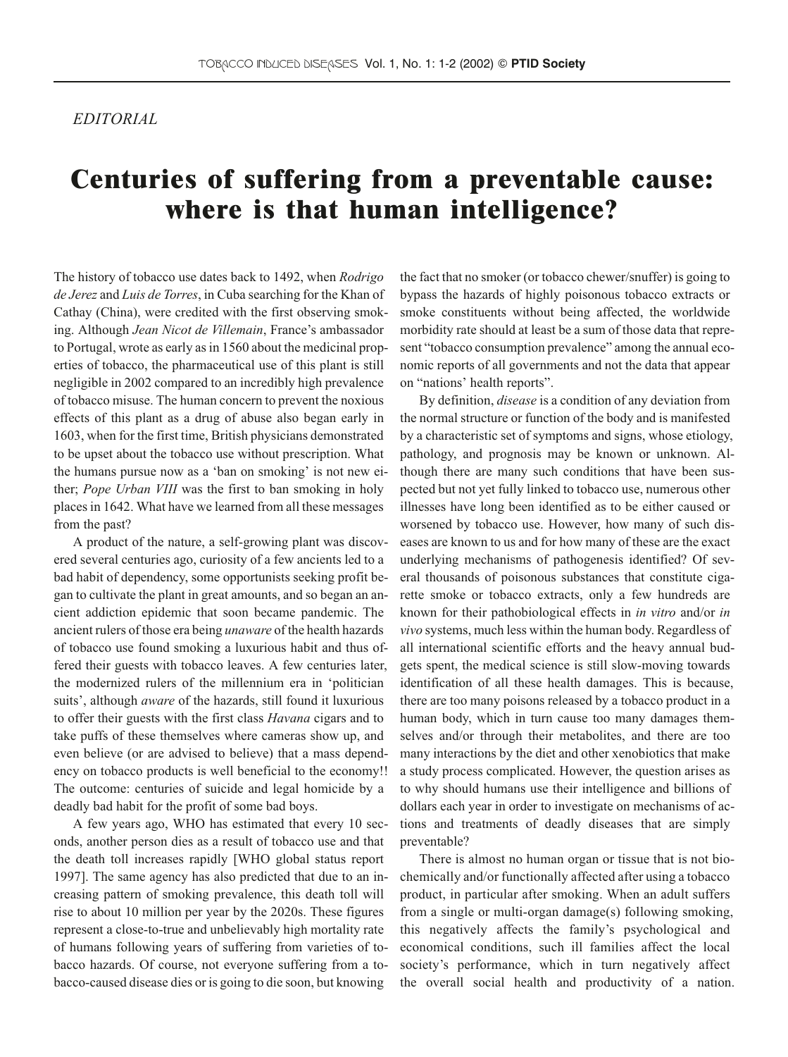*EDITORIAL*

# Centuries of suffering from a preventable cause: where is that human intelligence?

The history of tobacco use dates back to 1492, when *Rodrigo de Jerez* and *Luis de Torres*, in Cuba searching for the Khan of Cathay (China), were credited with the first observing smoking. Although *Jean Nicot de Villemain*, France's ambassador to Portugal, wrote as early as in 1560 about the medicinal properties of tobacco, the pharmaceutical use of this plant is still negligible in 2002 compared to an incredibly high prevalence of tobacco misuse. The human concern to prevent the noxious effects of this plant as a drug of abuse also began early in 1603, when for the first time, British physicians demonstrated to be upset about the tobacco use without prescription. What the humans pursue now as a 'ban on smoking' is not new either; *Pope Urban VIII* was the first to ban smoking in holy places in 1642. What have we learned from all these messages from the past?

A product of the nature, a self-growing plant was discovered several centuries ago, curiosity of a few ancients led to a bad habit of dependency, some opportunists seeking profit began to cultivate the plant in great amounts, and so began an ancient addiction epidemic that soon became pandemic. The ancient rulers of those era being *unaware* of the health hazards of tobacco use found smoking a luxurious habit and thus offered their guests with tobacco leaves. A few centuries later, the modernized rulers of the millennium era in 'politician suits', although *aware* of the hazards, still found it luxurious to offer their guests with the first class *Havana* cigars and to take puffs of these themselves where cameras show up, and even believe (or are advised to believe) that a mass dependency on tobacco products is well beneficial to the economy!! The outcome: centuries of suicide and legal homicide by a deadly bad habit for the profit of some bad boys.

A few years ago, WHO has estimated that every 10 seconds, another person dies as a result of tobacco use and that the death toll increases rapidly [WHO global status report 1997]. The same agency has also predicted that due to an increasing pattern of smoking prevalence, this death toll will rise to about 10 million per year by the 2020s. These figures represent a close-to-true and unbelievably high mortality rate of humans following years of suffering from varieties of tobacco hazards. Of course, not everyone suffering from a tobacco-caused disease dies or is going to die soon, but knowing the fact that no smoker (or tobacco chewer/snuffer) is going to bypass the hazards of highly poisonous tobacco extracts or smoke constituents without being affected, the worldwide morbidity rate should at least be a sum of those data that represent "tobacco consumption prevalence" among the annual economic reports of all governments and not the data that appear on "nations' health reports".

By definition, *disease* is a condition of any deviation from the normal structure or function of the body and is manifested by a characteristic set of symptoms and signs, whose etiology, pathology, and prognosis may be known or unknown. Although there are many such conditions that have been suspected but not yet fully linked to tobacco use, numerous other illnesses have long been identified as to be either caused or worsened by tobacco use. However, how many of such diseases are known to us and for how many of these are the exact underlying mechanisms of pathogenesis identified? Of several thousands of poisonous substances that constitute cigarette smoke or tobacco extracts, only a few hundreds are known for their pathobiological effects in *in vitro* and/or *in vivo* systems, much less within the human body. Regardless of all international scientific efforts and the heavy annual budgets spent, the medical science is still slow-moving towards identification of all these health damages. This is because, there are too many poisons released by a tobacco product in a human body, which in turn cause too many damages themselves and/or through their metabolites, and there are too many interactions by the diet and other xenobiotics that make a study process complicated. However, the question arises as to why should humans use their intelligence and billions of dollars each year in order to investigate on mechanisms of actions and treatments of deadly diseases that are simply preventable?

There is almost no human organ or tissue that is not biochemically and/or functionally affected after using a tobacco product, in particular after smoking. When an adult suffers from a single or multi-organ damage(s) following smoking, this negatively affects the family's psychological and economical conditions, such ill families affect the local society's performance, which in turn negatively affect the overall social health and productivity of a nation.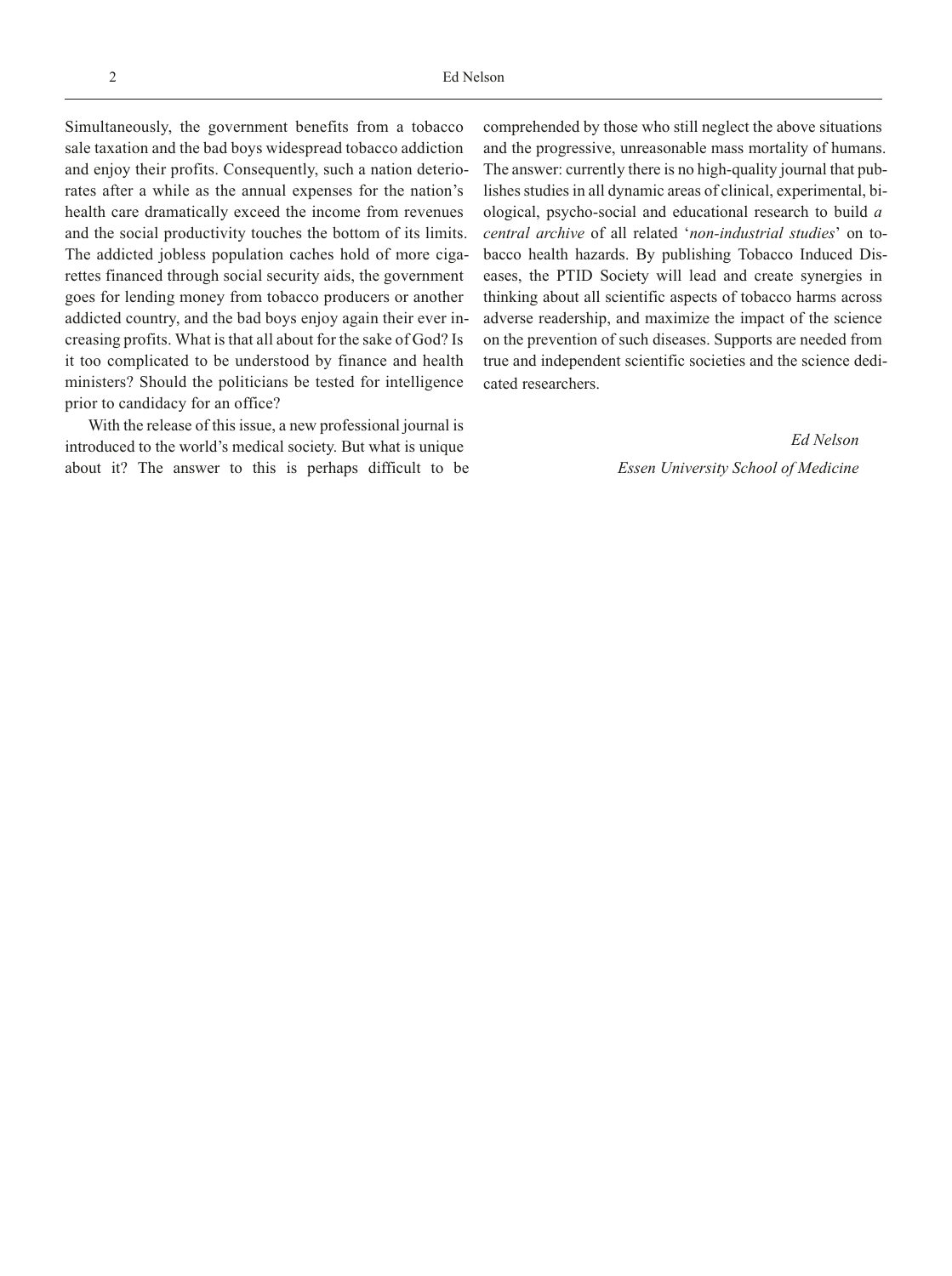Simultaneously, the government benefits from a tobacco sale taxation and the bad boys widespread tobacco addiction and enjoy their profits. Consequently, such a nation deteriorates after a while as the annual expenses for the nation's health care dramatically exceed the income from revenues and the social productivity touches the bottom of its limits. The addicted jobless population caches hold of more cigarettes financed through social security aids, the government goes for lending money from tobacco producers or another addicted country, and the bad boys enjoy again their ever increasing profits. What is that all about for the sake of God? Is it too complicated to be understood by finance and health ministers? Should the politicians be tested for intelligence prior to candidacy for an office?

With the release of this issue, a new professional journal is introduced to the world's medical society. But what is unique about it? The answer to this is perhaps difficult to be comprehended by those who still neglect the above situations and the progressive, unreasonable mass mortality of humans. The answer: currently there is no high-quality journal that publishes studies in all dynamic areas of clinical, experimental, biological, psycho-social and educational research to build *a central archive* of all related '*non-industrial studies*' on tobacco health hazards. By publishing Tobacco Induced Diseases, the PTID Society will lead and create synergies in thinking about all scientific aspects of tobacco harms across adverse readership, and maximize the impact of the science on the prevention of such diseases. Supports are needed from true and independent scientific societies and the science dedicated researchers.

*Ed Nelson*

*Essen University School of Medicine*